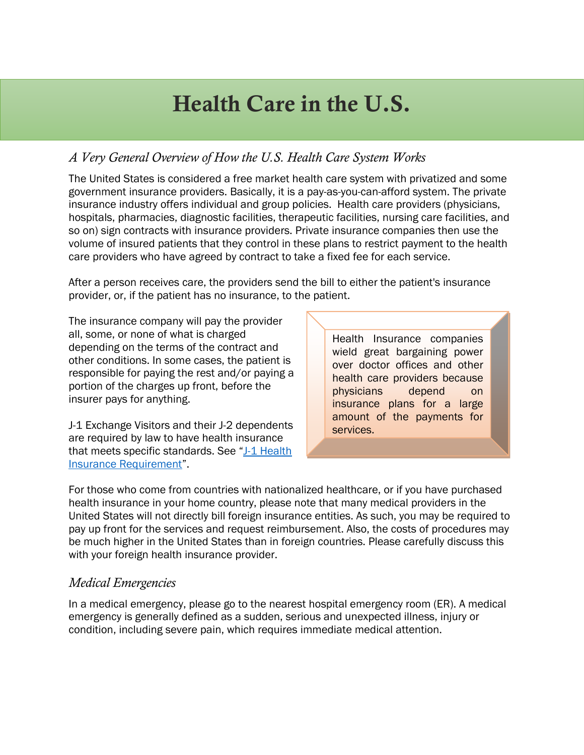# Health Care in the U.S.

## *A Very General Overview of How the U.S. Health Care System Works*

The United States is considered a free market health care system with privatized and some government insurance providers. Basically, it is a pay-as-you-can-afford system. The private insurance industry offers individual and group policies. Health care providers (physicians, hospitals, pharmacies, diagnostic facilities, therapeutic facilities, nursing care facilities, and so on) sign contracts with insurance providers. Private insurance companies then use the volume of insured patients that they control in these plans to restrict payment to the health care providers who have agreed by contract to take a fixed fee for each service.

After a person receives care, the providers send the bill to either the patient's insurance provider, or, if the patient has no insurance, to the patient.

The insurance company will pay the provider all, some, or none of what is charged depending on the terms of the contract and other conditions. In some cases, the patient is responsible for paying the rest and/or paying a portion of the charges up front, before the insurer pays for anything.

> Health Insurance companies wield great bargaining power over doctor offices and other health care providers because physicians depend on insurance plans for a large amount of the payments for services.

J-1 Exchange Visitors and their J-2 dependents are required by law to have health insurance that meets specific standards. See "J-1 Health Insurance Requirement".

For those who come from countries with nationalized healthcare, or if you have purchased health insurance in your home country, please note that many medical providers in the United States will not directly bill foreign insurance entities. As such, you may be required to pay up front for the services and request reimbursement. Also, the costs of procedures may be much higher in the United States than in foreign countries. Please carefully discuss this with your foreign health insurance provider.

## *Medical Emergencies*

In a medical emergency, please go to the nearest hospital emergency room (ER). A medical emergency is generally defined as a sudden, serious and unexpected illness, injury or condition, including severe pain, which requires immediate medical attention.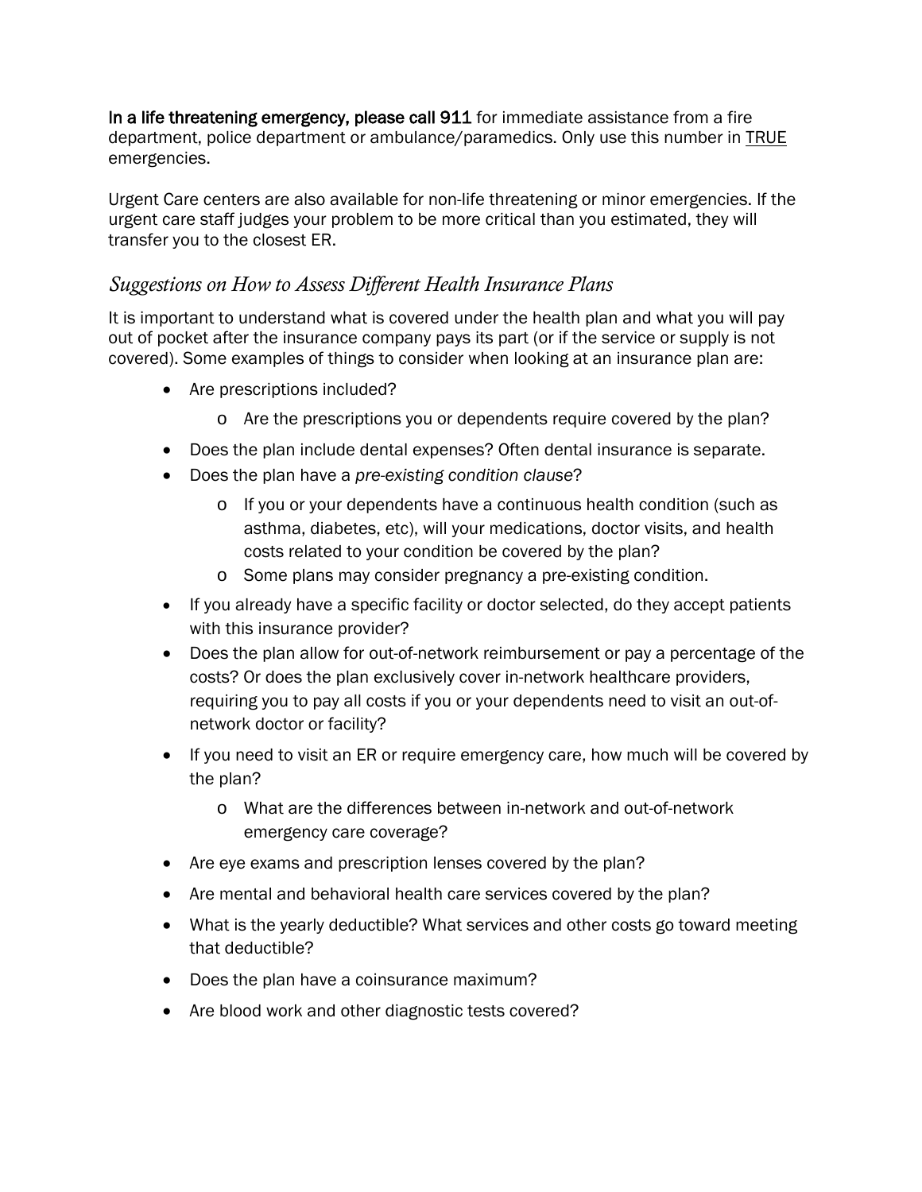**In a life threatening emergency, please call 911** for immediate assistance from a fire department, police department or ambulance/paramedics. Only use this number in <u>TRUE</u> emergencies.

Urgent Care centers are also available for non-life threatening or minor emergencies. If the urgent care staff judges your problem to be more critical than you estimated, they will transfer you to the closest ER.

## *Suggestions on How to Assess Different Health Insurance Plans*

It is important to understand what is covered under the health plan and what you will pay out of pocket after the insurance company pays its part (or if the service or supply is not covered). Some examples of things to consider when looking at an insurance plan are:

- Are prescriptions included?
  - Are the prescriptions you or dependents require covered by the plan?
- Does the plan include dental expenses? Often dental insurance is separate.
- Does the plan have a *pre-existing condition clause*?
  - If you or your dependents have a continuous health condition (such as asthma, diabetes, etc), will your medications, doctor visits, and health costs related to your condition be covered by the plan?
  - Some plans may consider pregnancy a pre-existing condition.
- If you already have a specific facility or doctor selected, do they accept patients with this insurance provider?
- Does the plan allow for out-of-network reimbursement or pay a percentage of the costs? Or does the plan exclusively cover in-network healthcare providers, requiring you to pay all costs if you or your dependents need to visit an out-of-network doctor or facility?
- If you need to visit an ER or require emergency care, how much will be covered by the plan?
  - What are the differences between in-network and out-of-network emergency care coverage?
- Are eye exams and prescription lenses covered by the plan?
- Are mental and behavioral health care services covered by the plan?
- What is the yearly deductible? What services and other costs go toward meeting that deductible?
- Does the plan have a coinsurance maximum?
- Are blood work and other diagnostic tests covered?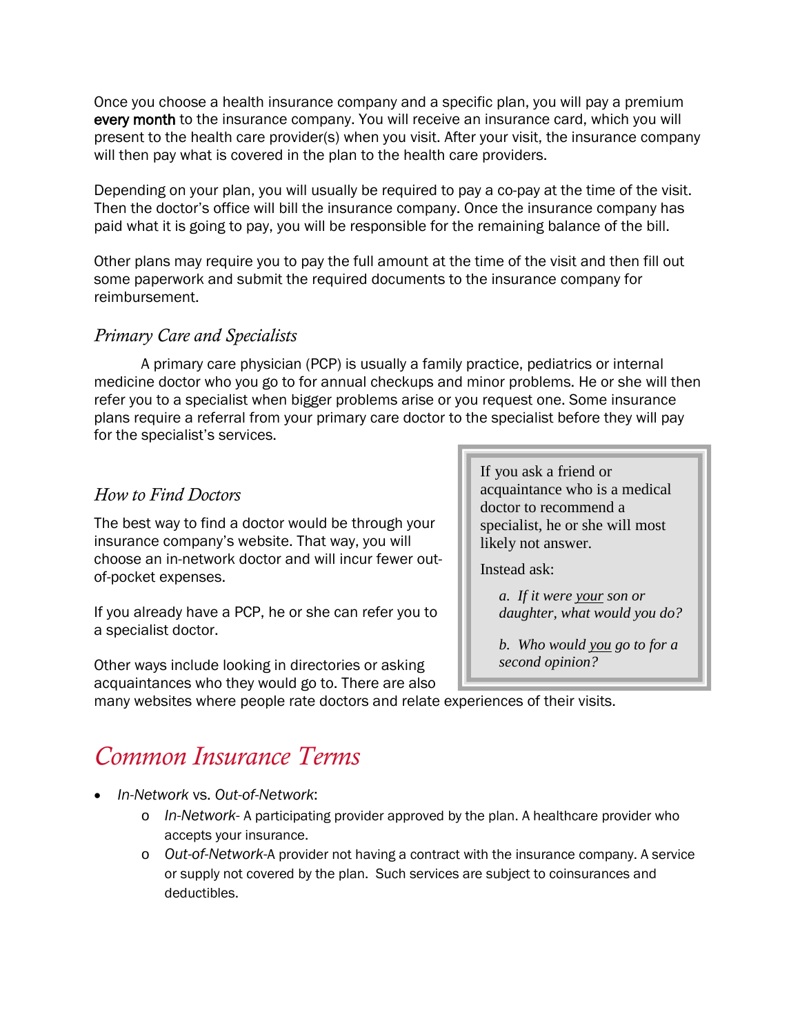Once you choose a health insurance company and a specific plan, you will pay a premium **every month** to the insurance company. You will receive an insurance card, which you will present to the health care provider(s) when you visit. After your visit, the insurance company will then pay what is covered in the plan to the health care providers.

Depending on your plan, you will usually be required to pay a co-pay at the time of the visit. Then the doctor's office will bill the insurance company. Once the insurance company has paid what it is going to pay, you will be responsible for the remaining balance of the bill.

Other plans may require you to pay the full amount at the time of the visit and then fill out some paperwork and submit the required documents to the insurance company for reimbursement.

### *Primary Care and Specialists*

A primary care physician (PCP) is usually a family practice, pediatrics or internal medicine doctor who you go to for annual checkups and minor problems. He or she will then refer you to a specialist when bigger problems arise or you request one. Some insurance plans require a referral from your primary care doctor to the specialist before they will pay for the specialist's services.

### *How to Find Doctors*

The best way to find a doctor would be through your insurance company's website. That way, you will choose an in-network doctor and will incur fewer out-of-pocket expenses.

If you already have a PCP, he or she can refer you to a specialist doctor.

Other ways include looking in directories or asking acquaintances who they would go to. There are also many websites where people rate doctors and relate experiences of their visits.

> If you ask a friend or acquaintance who is a medical doctor to recommend a specialist, he or she will most likely not answer.
>
> Instead ask:
>
> *a. If it were your son or daughter, what would you do?*
>
> *b. Who would you go to for a second opinion?*

## *Common Insurance Terms*

- *In-Network* vs. *Out-of-Network*:
  - *In-Network*- A participating provider approved by the plan. A healthcare provider who accepts your insurance.
  - *Out-of-Network*-A provider not having a contract with the insurance company. A service or supply not covered by the plan. Such services are subject to coinsurances and deductibles.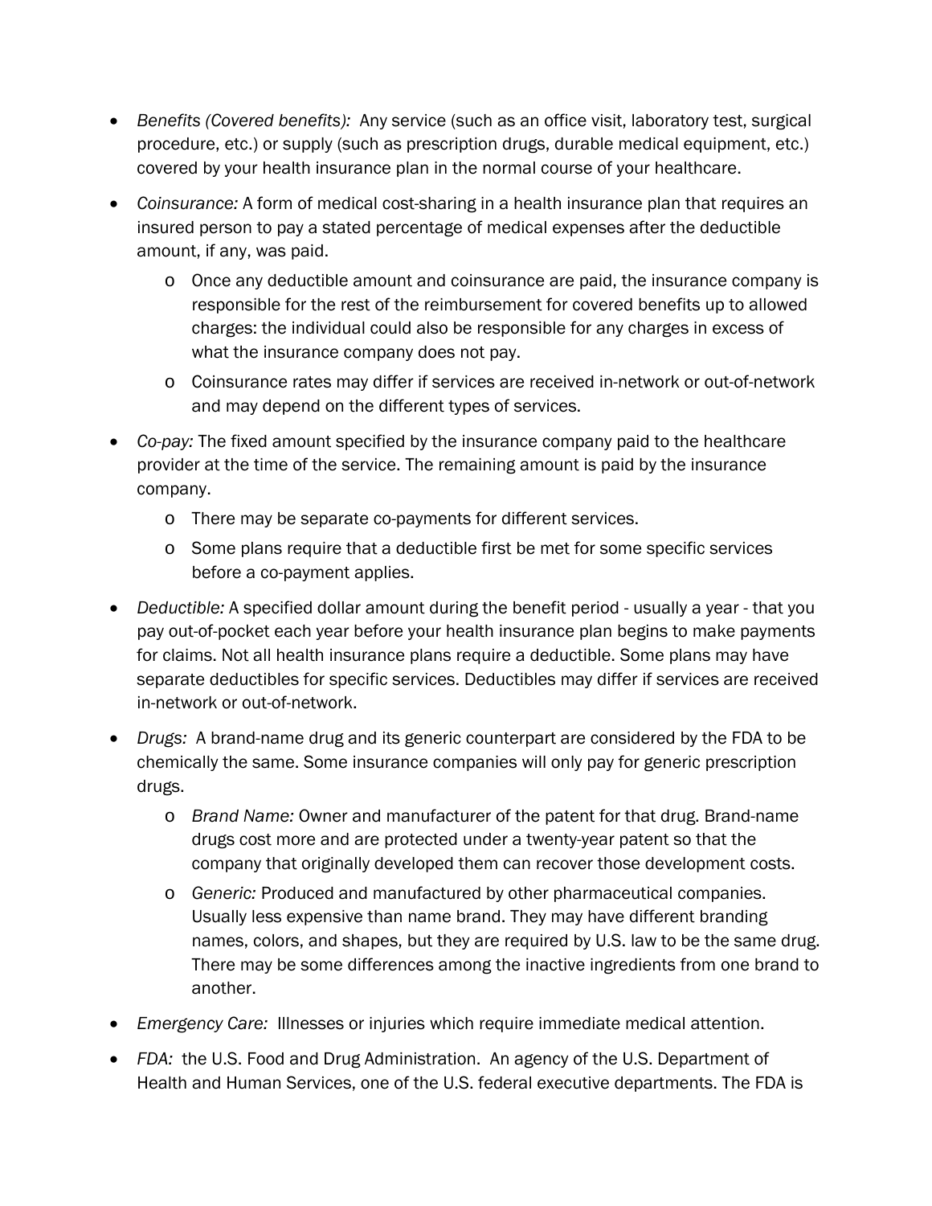- *Benefits (Covered benefits):* Any service (such as an office visit, laboratory test, surgical procedure, etc.) or supply (such as prescription drugs, durable medical equipment, etc.) covered by your health insurance plan in the normal course of your healthcare.
- *Coinsurance:* A form of medical cost-sharing in a health insurance plan that requires an insured person to pay a stated percentage of medical expenses after the deductible amount, if any, was paid.
  - Once any deductible amount and coinsurance are paid, the insurance company is responsible for the rest of the reimbursement for covered benefits up to allowed charges: the individual could also be responsible for any charges in excess of what the insurance company does not pay.
  - Coinsurance rates may differ if services are received in-network or out-of-network and may depend on the different types of services.
- *Co-pay:* The fixed amount specified by the insurance company paid to the healthcare provider at the time of the service. The remaining amount is paid by the insurance company.
  - There may be separate co-payments for different services.
  - Some plans require that a deductible first be met for some specific services before a co-payment applies.
- *Deductible:* A specified dollar amount during the benefit period - usually a year - that you pay out-of-pocket each year before your health insurance plan begins to make payments for claims. Not all health insurance plans require a deductible. Some plans may have separate deductibles for specific services. Deductibles may differ if services are received in-network or out-of-network.
- *Drugs:* A brand-name drug and its generic counterpart are considered by the FDA to be chemically the same. Some insurance companies will only pay for generic prescription drugs.
  - *Brand Name:* Owner and manufacturer of the patent for that drug. Brand-name drugs cost more and are protected under a twenty-year patent so that the company that originally developed them can recover those development costs.
  - *Generic:* Produced and manufactured by other pharmaceutical companies. Usually less expensive than name brand. They may have different branding names, colors, and shapes, but they are required by U.S. law to be the same drug. There may be some differences among the inactive ingredients from one brand to another.
- *Emergency Care:* Illnesses or injuries which require immediate medical attention.
- *FDA:* the U.S. Food and Drug Administration. An agency of the U.S. Department of Health and Human Services, one of the U.S. federal executive departments. The FDA is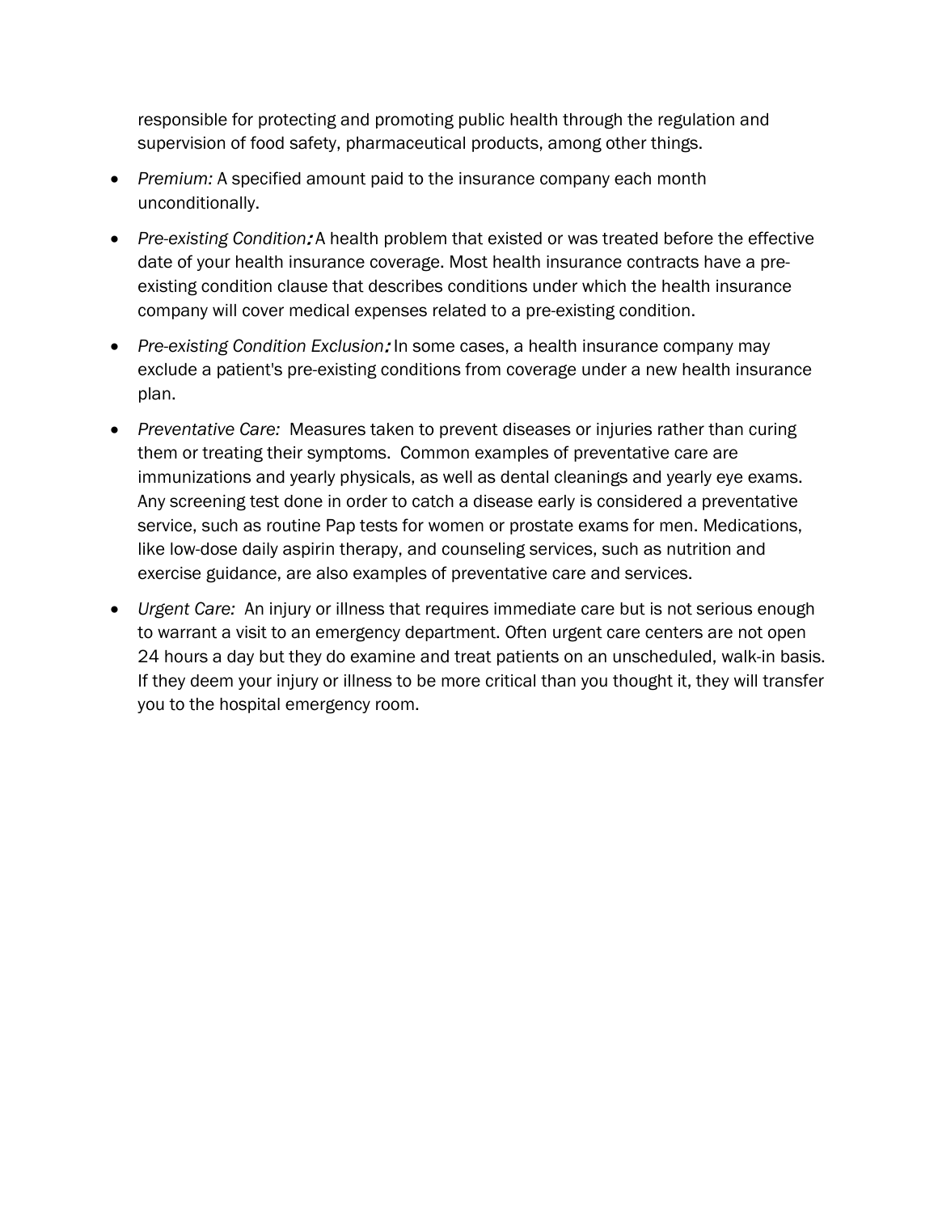responsible for protecting and promoting public health through the regulation and supervision of food safety, pharmaceutical products, among other things.

- *Premium:* A specified amount paid to the insurance company each month unconditionally.
- *Pre-existing Condition**:*** A health problem that existed or was treated before the effective date of your health insurance coverage. Most health insurance contracts have a pre-existing condition clause that describes conditions under which the health insurance company will cover medical expenses related to a pre-existing condition.
- *Pre-existing Condition Exclusion**:*** In some cases, a health insurance company may exclude a patient's pre-existing conditions from coverage under a new health insurance plan.
- *Preventative Care:* Measures taken to prevent diseases or injuries rather than curing them or treating their symptoms. Common examples of preventative care are immunizations and yearly physicals, as well as dental cleanings and yearly eye exams. Any screening test done in order to catch a disease early is considered a preventative service, such as routine Pap tests for women or prostate exams for men. Medications, like low-dose daily aspirin therapy, and counseling services, such as nutrition and exercise guidance, are also examples of preventative care and services.
- *Urgent Care:* An injury or illness that requires immediate care but is not serious enough to warrant a visit to an emergency department. Often urgent care centers are not open 24 hours a day but they do examine and treat patients on an unscheduled, walk-in basis. If they deem your injury or illness to be more critical than you thought it, they will transfer you to the hospital emergency room.